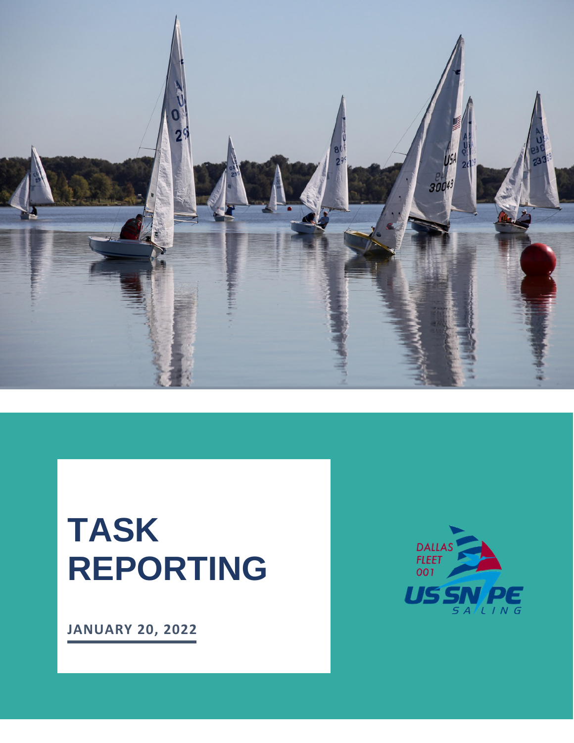# TASK REPORTING

**JANUARY 20, 2022**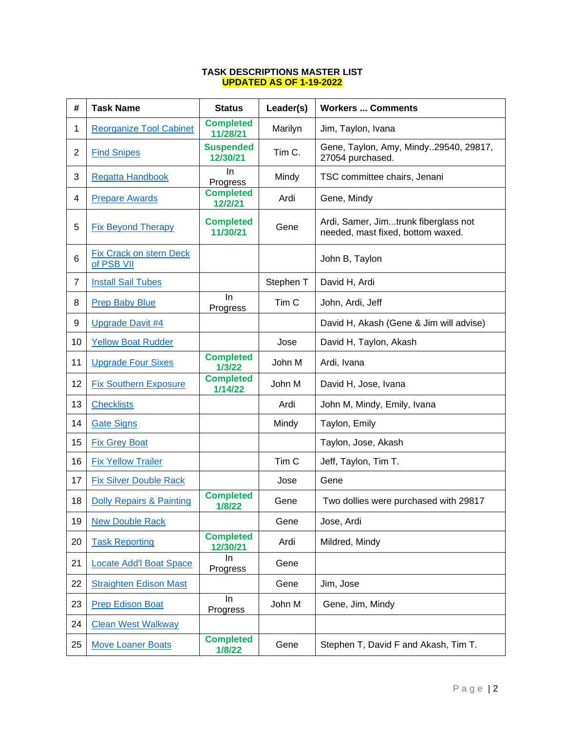**TASK DESCRIPTIONS MASTER LIST**
**UPDATED AS OF 1-19-2022**

| # | Task Name | Status | Leader(s) | Workers ... Comments |
|---|---|---|---|---|
| 1 | Reorganize Tool Cabinet | **Completed 11/28/21** | Marilyn | Jim, Taylon, Ivana |
| 2 | Find Snipes | **Suspended 12/30/21** | Tim C. | Gene, Taylon, Amy, Mindy..29540, 29817, 27054 purchased. |
| 3 | Regatta Handbook | In Progress | Mindy | TSC committee chairs, Jenani |
| 4 | Prepare Awards | **Completed 12/2/21** | Ardi | Gene, Mindy |
| 5 | Fix Beyond Therapy | **Completed 11/30/21** | Gene | Ardi, Samer, Jim...trunk fiberglass not needed, mast fixed, bottom waxed. |
| 6 | Fix Crack on stern Deck of PSB VII | | | John B, Taylon |
| 7 | Install Sail Tubes | | Stephen T | David H, Ardi |
| 8 | Prep Baby Blue | In Progress | Tim C | John, Ardi, Jeff |
| 9 | Upgrade Davit #4 | | | David H, Akash (Gene & Jim will advise) |
| 10 | Yellow Boat Rudder | | Jose | David H, Taylon, Akash |
| 11 | Upgrade Four Sixes | **Completed 1/3/22** | John M | Ardi, Ivana |
| 12 | Fix Southern Exposure | **Completed 1/14/22** | John M | David H, Jose, Ivana |
| 13 | Checklists | | Ardi | John M, Mindy, Emily, Ivana |
| 14 | Gate Signs | | Mindy | Taylon, Emily |
| 15 | Fix Grey Boat | | | Taylon, Jose, Akash |
| 16 | Fix Yellow Trailer | | Tim C | Jeff, Taylon, Tim T. |
| 17 | Fix Silver Double Rack | | Jose | Gene |
| 18 | Dolly Repairs & Painting | **Completed 1/8/22** | Gene | Two dollies were purchased with 29817 |
| 19 | New Double Rack | | Gene | Jose, Ardi |
| 20 | Task Reporting | **Completed 12/30/21** | Ardi | Mildred, Mindy |
| 21 | Locate Add'l Boat Space | In Progress | Gene | |
| 22 | Straighten Edison Mast | | Gene | Jim, Jose |
| 23 | Prep Edison Boat | In Progress | John M | Gene, Jim, Mindy |
| 24 | Clean West Walkway | | | |
| 25 | Move Loaner Boats | **Completed 1/8/22** | Gene | Stephen T, David F and Akash, Tim T. |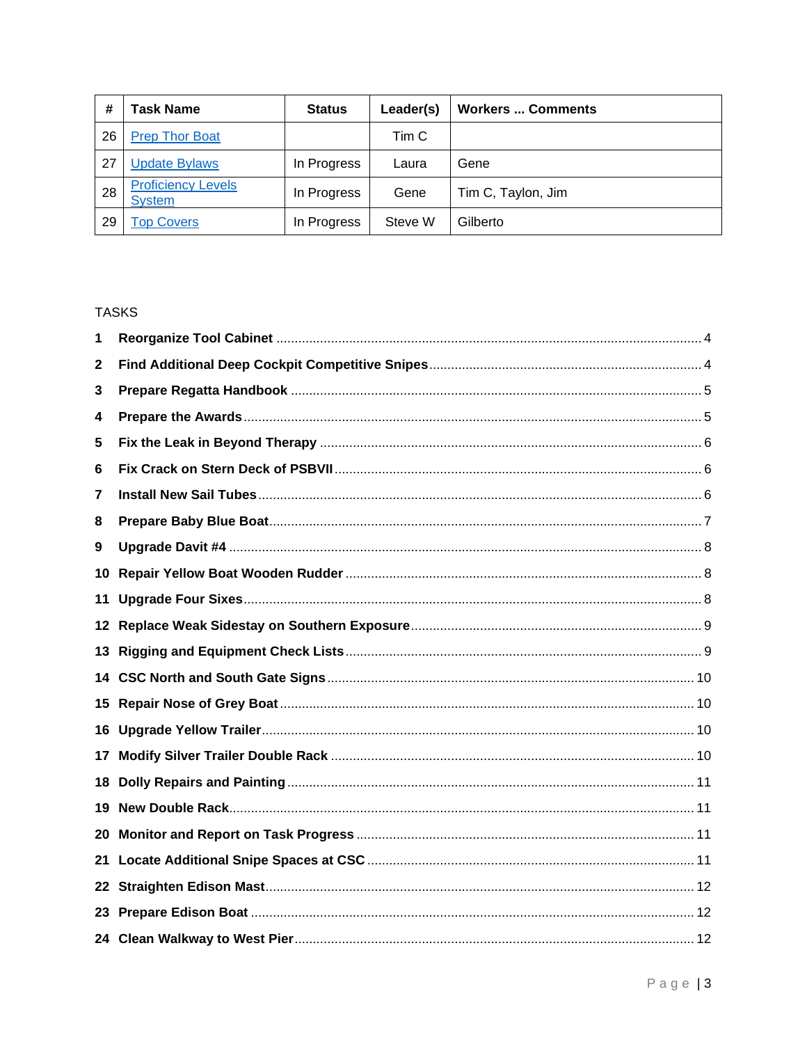| # | Task Name | Status | Leader(s) | Workers ... Comments |
|---|---|---|---|---|
| 26 | Prep Thor Boat | | Tim C | |
| 27 | Update Bylaws | In Progress | Laura | Gene |
| 28 | Proficiency Levels System | In Progress | Gene | Tim C, Taylon, Jim |
| 29 | Top Covers | In Progress | Steve W | Gilberto |

TASKS

**1 Reorganize Tool Cabinet** .... 4

**2 Find Additional Deep Cockpit Competitive Snipes** .... 4

**3 Prepare Regatta Handbook** .... 5

**4 Prepare the Awards** .... 5

**5 Fix the Leak in Beyond Therapy** .... 6

**6 Fix Crack on Stern Deck of PSBVII** .... 6

**7 Install New Sail Tubes** .... 6

**8 Prepare Baby Blue Boat** .... 7

**9 Upgrade Davit #4** .... 8

**10 Repair Yellow Boat Wooden Rudder** .... 8

**11 Upgrade Four Sixes** .... 8

**12 Replace Weak Sidestay on Southern Exposure** .... 9

**13 Rigging and Equipment Check Lists** .... 9

**14 CSC North and South Gate Signs** .... 10

**15 Repair Nose of Grey Boat** .... 10

**16 Upgrade Yellow Trailer** .... 10

**17 Modify Silver Trailer Double Rack** .... 10

**18 Dolly Repairs and Painting** .... 11

**19 New Double Rack** .... 11

**20 Monitor and Report on Task Progress** .... 11

**21 Locate Additional Snipe Spaces at CSC** .... 11

**22 Straighten Edison Mast** .... 12

**23 Prepare Edison Boat** .... 12

**24 Clean Walkway to West Pier** .... 12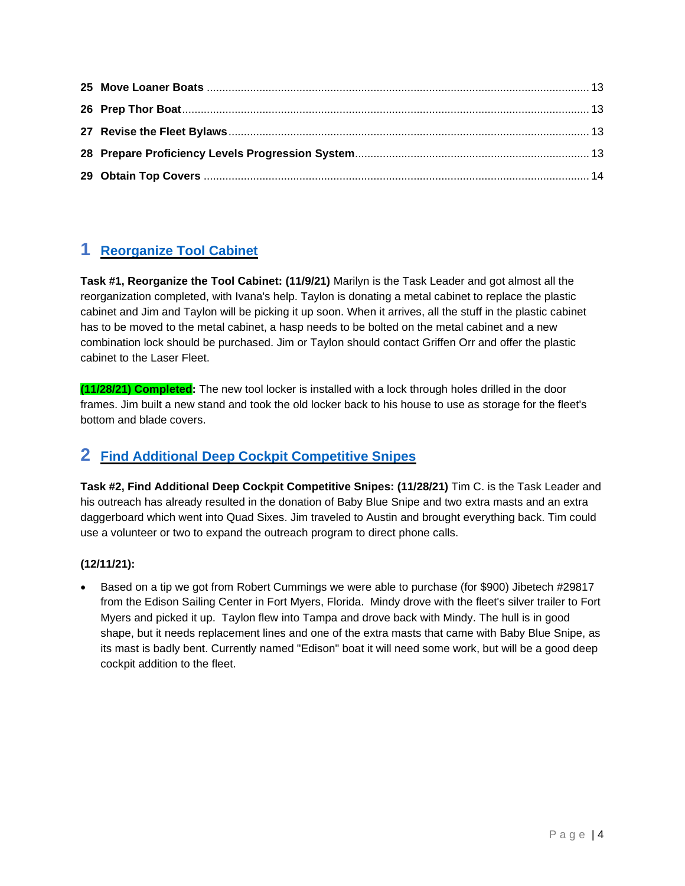| | | |
|---|---|---|
| **25** | **Move Loaner Boats** | 13 |
| **26** | **Prep Thor Boat** | 13 |
| **27** | **Revise the Fleet Bylaws** | 13 |
| **28** | **Prepare Proficiency Levels Progression System** | 13 |
| **29** | **Obtain Top Covers** | 14 |

# 1 Reorganize Tool Cabinet

**Task #1, Reorganize the Tool Cabinet: (11/9/21)** Marilyn is the Task Leader and got almost all the reorganization completed, with Ivana's help. Taylon is donating a metal cabinet to replace the plastic cabinet and Jim and Taylon will be picking it up soon. When it arrives, all the stuff in the plastic cabinet has to be moved to the metal cabinet, a hasp needs to be bolted on the metal cabinet and a new combination lock should be purchased. Jim or Taylon should contact Griffen Orr and offer the plastic cabinet to the Laser Fleet.

**(11/28/21) Completed:** The new tool locker is installed with a lock through holes drilled in the door frames. Jim built a new stand and took the old locker back to his house to use as storage for the fleet's bottom and blade covers.

# 2 Find Additional Deep Cockpit Competitive Snipes

**Task #2, Find Additional Deep Cockpit Competitive Snipes: (11/28/21)** Tim C. is the Task Leader and his outreach has already resulted in the donation of Baby Blue Snipe and two extra masts and an extra daggerboard which went into Quad Sixes. Jim traveled to Austin and brought everything back. Tim could use a volunteer or two to expand the outreach program to direct phone calls.

**(12/11/21):**

- Based on a tip we got from Robert Cummings we were able to purchase (for $900) Jibetech #29817 from the Edison Sailing Center in Fort Myers, Florida. Mindy drove with the fleet's silver trailer to Fort Myers and picked it up. Taylon flew into Tampa and drove back with Mindy. The hull is in good shape, but it needs replacement lines and one of the extra masts that came with Baby Blue Snipe, as its mast is badly bent. Currently named "Edison" boat it will need some work, but will be a good deep cockpit addition to the fleet.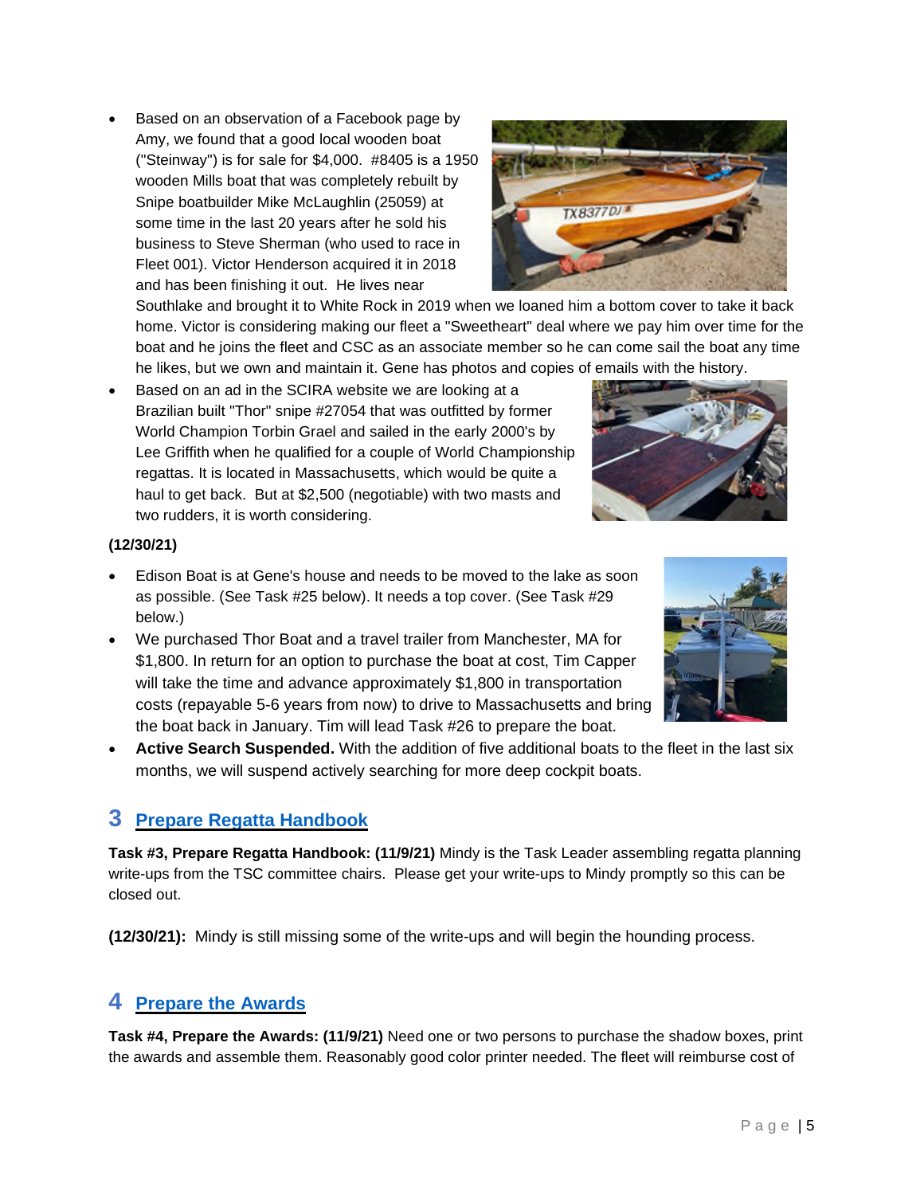- Based on an observation of a Facebook page by Amy, we found that a good local wooden boat ("Steinway") is for sale for $4,000. #8405 is a 1950 wooden Mills boat that was completely rebuilt by Snipe boatbuilder Mike McLaughlin (25059) at some time in the last 20 years after he sold his business to Steve Sherman (who used to race in Fleet 001). Victor Henderson acquired it in 2018 and has been finishing it out. He lives near Southlake and brought it to White Rock in 2019 when we loaned him a bottom cover to take it back home. Victor is considering making our fleet a "Sweetheart" deal where we pay him over time for the boat and he joins the fleet and CSC as an associate member so he can come sail the boat any time he likes, but we own and maintain it. Gene has photos and copies of emails with the history.
- Based on an ad in the SCIRA website we are looking at a Brazilian built "Thor" snipe #27054 that was outfitted by former World Champion Torbin Grael and sailed in the early 2000's by Lee Griffith when he qualified for a couple of World Championship regattas. It is located in Massachusetts, which would be quite a haul to get back. But at $2,500 (negotiable) with two masts and two rudders, it is worth considering.

**(12/30/21)**

- Edison Boat is at Gene's house and needs to be moved to the lake as soon as possible. (See Task #25 below). It needs a top cover. (See Task #29 below.)
- We purchased Thor Boat and a travel trailer from Manchester, MA for $1,800. In return for an option to purchase the boat at cost, Tim Capper will take the time and advance approximately $1,800 in transportation costs (repayable 5-6 years from now) to drive to Massachusetts and bring the boat back in January. Tim will lead Task #26 to prepare the boat.
- **Active Search Suspended.** With the addition of five additional boats to the fleet in the last six months, we will suspend actively searching for more deep cockpit boats.

## 3 Prepare Regatta Handbook

**Task #3, Prepare Regatta Handbook: (11/9/21)** Mindy is the Task Leader assembling regatta planning write-ups from the TSC committee chairs. Please get your write-ups to Mindy promptly so this can be closed out.

**(12/30/21):** Mindy is still missing some of the write-ups and will begin the hounding process.

## 4 Prepare the Awards

**Task #4, Prepare the Awards: (11/9/21)** Need one or two persons to purchase the shadow boxes, print the awards and assemble them. Reasonably good color printer needed. The fleet will reimburse cost of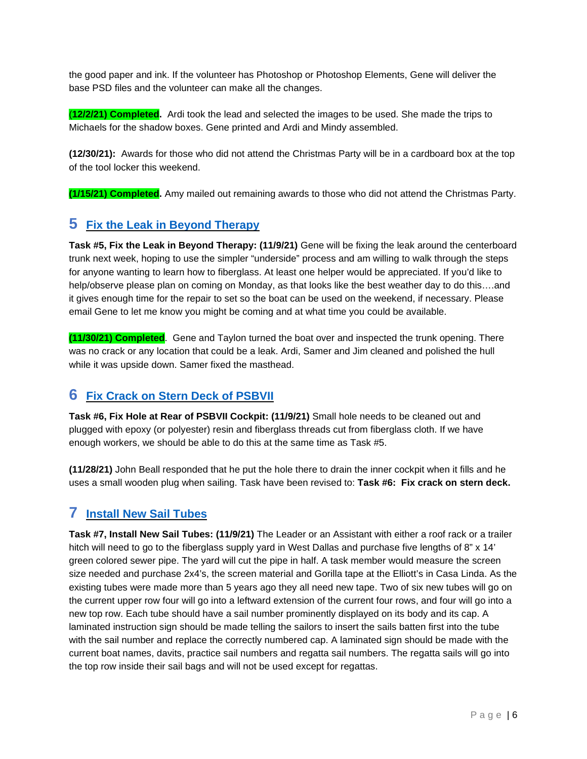the good paper and ink. If the volunteer has Photoshop or Photoshop Elements, Gene will deliver the base PSD files and the volunteer can make all the changes.

**(12/2/21) Completed.** Ardi took the lead and selected the images to be used. She made the trips to Michaels for the shadow boxes. Gene printed and Ardi and Mindy assembled.

**(12/30/21):** Awards for those who did not attend the Christmas Party will be in a cardboard box at the top of the tool locker this weekend.

**(1/15/21) Completed.** Amy mailed out remaining awards to those who did not attend the Christmas Party.

## 5 Fix the Leak in Beyond Therapy

**Task #5, Fix the Leak in Beyond Therapy: (11/9/21)** Gene will be fixing the leak around the centerboard trunk next week, hoping to use the simpler "underside" process and am willing to walk through the steps for anyone wanting to learn how to fiberglass. At least one helper would be appreciated. If you'd like to help/observe please plan on coming on Monday, as that looks like the best weather day to do this….and it gives enough time for the repair to set so the boat can be used on the weekend, if necessary. Please email Gene to let me know you might be coming and at what time you could be available.

**(11/30/21) Completed**. Gene and Taylon turned the boat over and inspected the trunk opening. There was no crack or any location that could be a leak. Ardi, Samer and Jim cleaned and polished the hull while it was upside down. Samer fixed the masthead.

## 6 Fix Crack on Stern Deck of PSBVII

**Task #6, Fix Hole at Rear of PSBVII Cockpit: (11/9/21)** Small hole needs to be cleaned out and plugged with epoxy (or polyester) resin and fiberglass threads cut from fiberglass cloth. If we have enough workers, we should be able to do this at the same time as Task #5.

**(11/28/21)** John Beall responded that he put the hole there to drain the inner cockpit when it fills and he uses a small wooden plug when sailing. Task have been revised to: **Task #6: Fix crack on stern deck.**

## 7 Install New Sail Tubes

**Task #7, Install New Sail Tubes: (11/9/21)** The Leader or an Assistant with either a roof rack or a trailer hitch will need to go to the fiberglass supply yard in West Dallas and purchase five lengths of 8" x 14' green colored sewer pipe. The yard will cut the pipe in half. A task member would measure the screen size needed and purchase 2x4's, the screen material and Gorilla tape at the Elliott's in Casa Linda. As the existing tubes were made more than 5 years ago they all need new tape. Two of six new tubes will go on the current upper row four will go into a leftward extension of the current four rows, and four will go into a new top row. Each tube should have a sail number prominently displayed on its body and its cap. A laminated instruction sign should be made telling the sailors to insert the sails batten first into the tube with the sail number and replace the correctly numbered cap. A laminated sign should be made with the current boat names, davits, practice sail numbers and regatta sail numbers. The regatta sails will go into the top row inside their sail bags and will not be used except for regattas.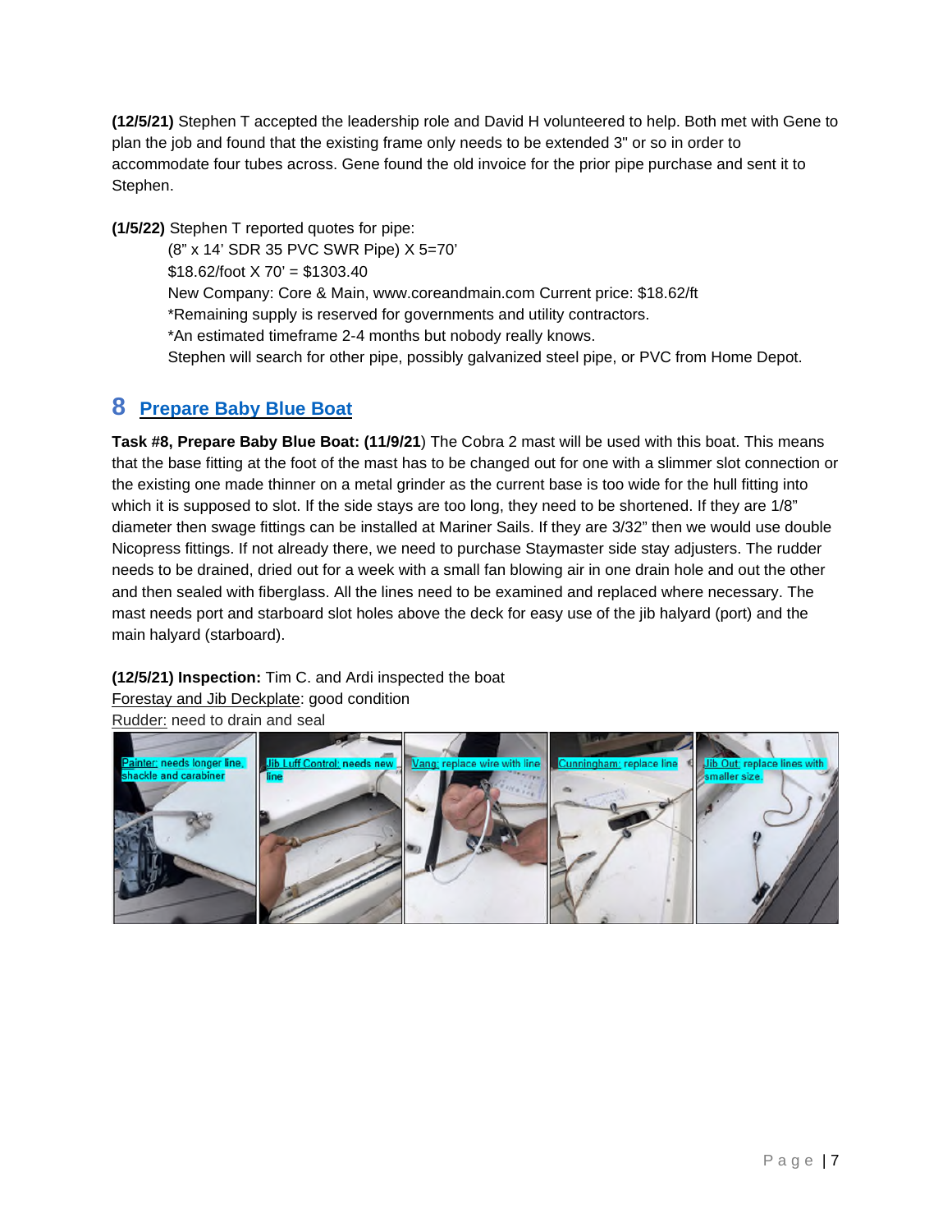**(12/5/21)** Stephen T accepted the leadership role and David H volunteered to help. Both met with Gene to plan the job and found that the existing frame only needs to be extended 3" or so in order to accommodate four tubes across. Gene found the old invoice for the prior pipe purchase and sent it to Stephen.

**(1/5/22)** Stephen T reported quotes for pipe:

> (8" x 14' SDR 35 PVC SWR Pipe) X 5=70'
> $18.62/foot X 70' = $1303.40
> New Company: Core & Main, www.coreandmain.com Current price: $18.62/ft
> *Remaining supply is reserved for governments and utility contractors.
> *An estimated timeframe 2-4 months but nobody really knows.
> Stephen will search for other pipe, possibly galvanized steel pipe, or PVC from Home Depot.

# 8 Prepare Baby Blue Boat

**Task #8, Prepare Baby Blue Boat: (11/9/21**) The Cobra 2 mast will be used with this boat. This means that the base fitting at the foot of the mast has to be changed out for one with a slimmer slot connection or the existing one made thinner on a metal grinder as the current base is too wide for the hull fitting into which it is supposed to slot. If the side stays are too long, they need to be shortened. If they are 1/8" diameter then swage fittings can be installed at Mariner Sails. If they are 3/32" then we would use double Nicopress fittings. If not already there, we need to purchase Staymaster side stay adjusters. The rudder needs to be drained, dried out for a week with a small fan blowing air in one drain hole and out the other and then sealed with fiberglass. All the lines need to be examined and replaced where necessary. The mast needs port and starboard slot holes above the deck for easy use of the jib halyard (port) and the main halyard (starboard).

**(12/5/21) Inspection:** Tim C. and Ardi inspected the boat
Forestay and Jib Deckplate: good condition
Rudder: need to drain and seal

Painter: needs longer line, shackle and carabiner

Jib Luff Control: needs new line

Vang: replace wire with line

Cunningham: replace line

Jib Out: replace lines with smaller size.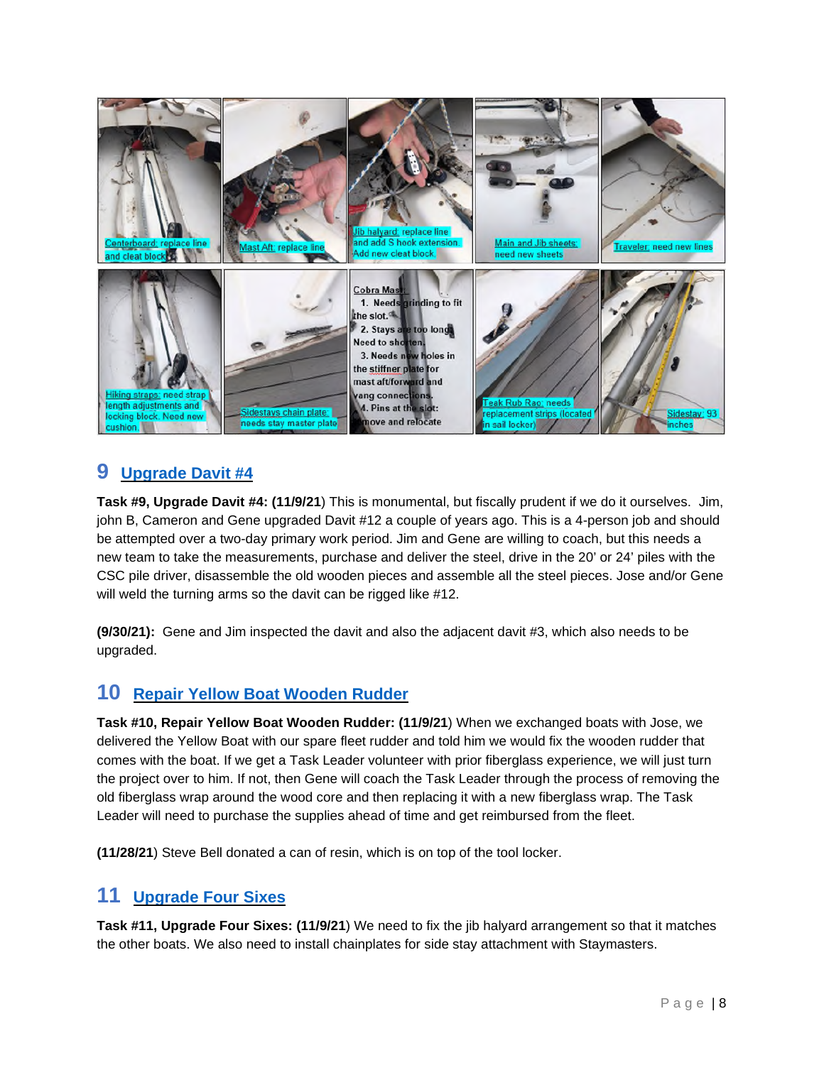Centerboard: replace line and cleat block

Mast Aft: replace line

Jib halyard: replace line and add S hook extension. Add new cleat block.

Main and Jib sheets: need new sheets

Traveler: need new lines

Hiking straps: need strap length adjustments and locking block. Need new cushion.

Sidestays chain plate: needs stay master plate

Cobra Mast:
1. Needs grinding to fit the slot.
2. Stays are too long. Need to shorten.
3. Needs new holes in the stiffner plate for mast aft/forward and vang connections.
4. Pins at the slot: remove and relocate

Teak Rub Rag: needs replacement strips (located in sail locker)

Sidestay: 93 inches

## 9 Upgrade Davit #4

**Task #9, Upgrade Davit #4: (11/9/21**) This is monumental, but fiscally prudent if we do it ourselves. Jim, john B, Cameron and Gene upgraded Davit #12 a couple of years ago. This is a 4-person job and should be attempted over a two-day primary work period. Jim and Gene are willing to coach, but this needs a new team to take the measurements, purchase and deliver the steel, drive in the 20' or 24' piles with the CSC pile driver, disassemble the old wooden pieces and assemble all the steel pieces. Jose and/or Gene will weld the turning arms so the davit can be rigged like #12.

**(9/30/21):** Gene and Jim inspected the davit and also the adjacent davit #3, which also needs to be upgraded.

## 10 Repair Yellow Boat Wooden Rudder

**Task #10, Repair Yellow Boat Wooden Rudder: (11/9/21**) When we exchanged boats with Jose, we delivered the Yellow Boat with our spare fleet rudder and told him we would fix the wooden rudder that comes with the boat. If we get a Task Leader volunteer with prior fiberglass experience, we will just turn the project over to him. If not, then Gene will coach the Task Leader through the process of removing the old fiberglass wrap around the wood core and then replacing it with a new fiberglass wrap. The Task Leader will need to purchase the supplies ahead of time and get reimbursed from the fleet.

**(11/28/21**) Steve Bell donated a can of resin, which is on top of the tool locker.

## 11 Upgrade Four Sixes

**Task #11, Upgrade Four Sixes: (11/9/21**) We need to fix the jib halyard arrangement so that it matches the other boats. We also need to install chainplates for side stay attachment with Staymasters.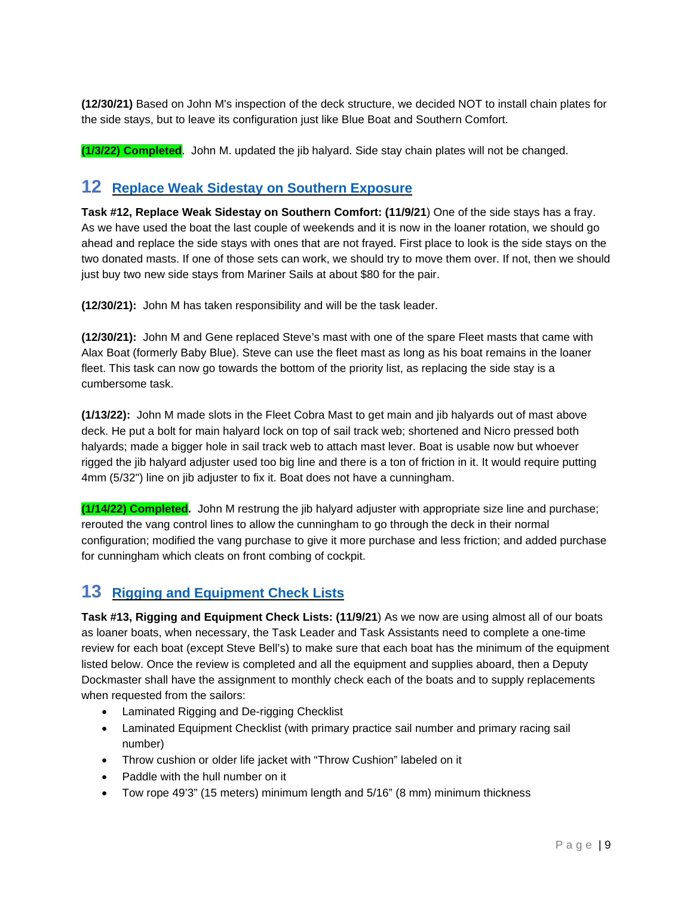**(12/30/21)** Based on John M's inspection of the deck structure, we decided NOT to install chain plates for the side stays, but to leave its configuration just like Blue Boat and Southern Comfort.

**(1/3/22) Completed**. John M. updated the jib halyard. Side stay chain plates will not be changed.

## 12 Replace Weak Sidestay on Southern Exposure

**Task #12, Replace Weak Sidestay on Southern Comfort: (11/9/21**) One of the side stays has a fray. As we have used the boat the last couple of weekends and it is now in the loaner rotation, we should go ahead and replace the side stays with ones that are not frayed. First place to look is the side stays on the two donated masts. If one of those sets can work, we should try to move them over. If not, then we should just buy two new side stays from Mariner Sails at about $80 for the pair.

**(12/30/21):** John M has taken responsibility and will be the task leader.

**(12/30/21):** John M and Gene replaced Steve's mast with one of the spare Fleet masts that came with Alax Boat (formerly Baby Blue). Steve can use the fleet mast as long as his boat remains in the loaner fleet. This task can now go towards the bottom of the priority list, as replacing the side stay is a cumbersome task.

**(1/13/22):** John M made slots in the Fleet Cobra Mast to get main and jib halyards out of mast above deck. He put a bolt for main halyard lock on top of sail track web; shortened and Nicro pressed both halyards; made a bigger hole in sail track web to attach mast lever. Boat is usable now but whoever rigged the jib halyard adjuster used too big line and there is a ton of friction in it. It would require putting 4mm (5/32") line on jib adjuster to fix it. Boat does not have a cunningham.

**(1/14/22) Completed.** John M restrung the jib halyard adjuster with appropriate size line and purchase; rerouted the vang control lines to allow the cunningham to go through the deck in their normal configuration; modified the vang purchase to give it more purchase and less friction; and added purchase for cunningham which cleats on front combing of cockpit.

## 13 Rigging and Equipment Check Lists

**Task #13, Rigging and Equipment Check Lists: (11/9/21**) As we now are using almost all of our boats as loaner boats, when necessary, the Task Leader and Task Assistants need to complete a one-time review for each boat (except Steve Bell's) to make sure that each boat has the minimum of the equipment listed below. Once the review is completed and all the equipment and supplies aboard, then a Deputy Dockmaster shall have the assignment to monthly check each of the boats and to supply replacements when requested from the sailors:

- Laminated Rigging and De-rigging Checklist
- Laminated Equipment Checklist (with primary practice sail number and primary racing sail number)
- Throw cushion or older life jacket with "Throw Cushion" labeled on it
- Paddle with the hull number on it
- Tow rope 49'3" (15 meters) minimum length and 5/16" (8 mm) minimum thickness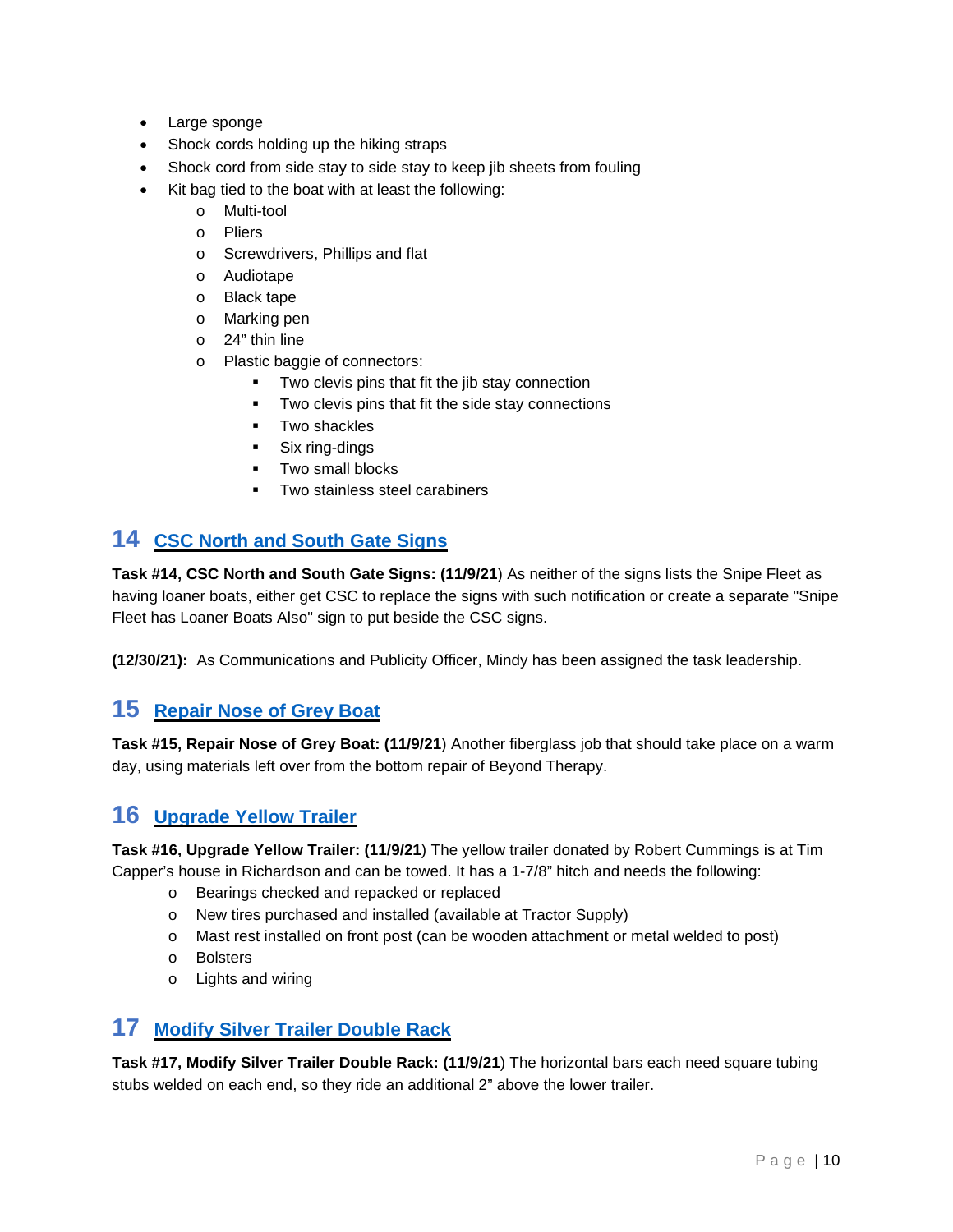- Large sponge
- Shock cords holding up the hiking straps
- Shock cord from side stay to side stay to keep jib sheets from fouling
- Kit bag tied to the boat with at least the following:
  - Multi-tool
  - Pliers
  - Screwdrivers, Phillips and flat
  - Audiotape
  - Black tape
  - Marking pen
  - 24" thin line
  - Plastic baggie of connectors:
    - Two clevis pins that fit the jib stay connection
    - Two clevis pins that fit the side stay connections
    - Two shackles
    - Six ring-dings
    - Two small blocks
    - Two stainless steel carabiners

## 14 CSC North and South Gate Signs

**Task #14, CSC North and South Gate Signs: (11/9/21**) As neither of the signs lists the Snipe Fleet as having loaner boats, either get CSC to replace the signs with such notification or create a separate "Snipe Fleet has Loaner Boats Also" sign to put beside the CSC signs.

**(12/30/21):** As Communications and Publicity Officer, Mindy has been assigned the task leadership.

## 15 Repair Nose of Grey Boat

**Task #15, Repair Nose of Grey Boat: (11/9/21**) Another fiberglass job that should take place on a warm day, using materials left over from the bottom repair of Beyond Therapy.

## 16 Upgrade Yellow Trailer

**Task #16, Upgrade Yellow Trailer: (11/9/21**) The yellow trailer donated by Robert Cummings is at Tim Capper's house in Richardson and can be towed. It has a 1-7/8" hitch and needs the following:

- Bearings checked and repacked or replaced
- New tires purchased and installed (available at Tractor Supply)
- Mast rest installed on front post (can be wooden attachment or metal welded to post)
- Bolsters
- Lights and wiring

## 17 Modify Silver Trailer Double Rack

**Task #17, Modify Silver Trailer Double Rack: (11/9/21**) The horizontal bars each need square tubing stubs welded on each end, so they ride an additional 2" above the lower trailer.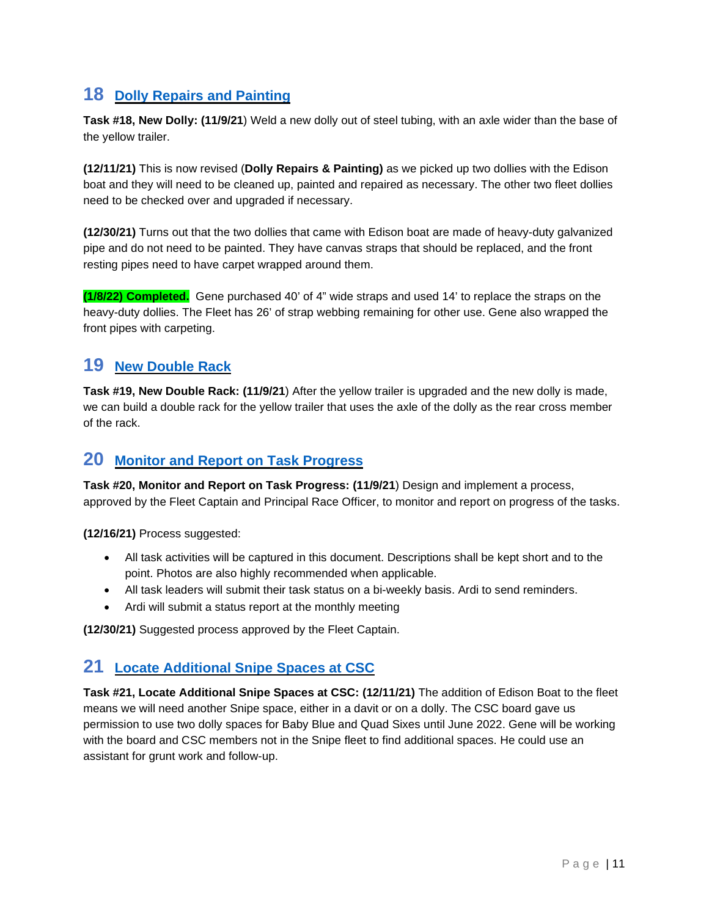## 18 Dolly Repairs and Painting

**Task #18, New Dolly: (11/9/21**) Weld a new dolly out of steel tubing, with an axle wider than the base of the yellow trailer.

**(12/11/21)** This is now revised (**Dolly Repairs & Painting)** as we picked up two dollies with the Edison boat and they will need to be cleaned up, painted and repaired as necessary. The other two fleet dollies need to be checked over and upgraded if necessary.

**(12/30/21)** Turns out that the two dollies that came with Edison boat are made of heavy-duty galvanized pipe and do not need to be painted. They have canvas straps that should be replaced, and the front resting pipes need to have carpet wrapped around them.

**(1/8/22) Completed.** Gene purchased 40' of 4" wide straps and used 14' to replace the straps on the heavy-duty dollies. The Fleet has 26' of strap webbing remaining for other use. Gene also wrapped the front pipes with carpeting.

## 19 New Double Rack

**Task #19, New Double Rack: (11/9/21**) After the yellow trailer is upgraded and the new dolly is made, we can build a double rack for the yellow trailer that uses the axle of the dolly as the rear cross member of the rack.

## 20 Monitor and Report on Task Progress

**Task #20, Monitor and Report on Task Progress: (11/9/21**) Design and implement a process, approved by the Fleet Captain and Principal Race Officer, to monitor and report on progress of the tasks.

**(12/16/21)** Process suggested:

- All task activities will be captured in this document. Descriptions shall be kept short and to the point. Photos are also highly recommended when applicable.
- All task leaders will submit their task status on a bi-weekly basis. Ardi to send reminders.
- Ardi will submit a status report at the monthly meeting

**(12/30/21)** Suggested process approved by the Fleet Captain.

## 21 Locate Additional Snipe Spaces at CSC

**Task #21, Locate Additional Snipe Spaces at CSC: (12/11/21)** The addition of Edison Boat to the fleet means we will need another Snipe space, either in a davit or on a dolly. The CSC board gave us permission to use two dolly spaces for Baby Blue and Quad Sixes until June 2022. Gene will be working with the board and CSC members not in the Snipe fleet to find additional spaces. He could use an assistant for grunt work and follow-up.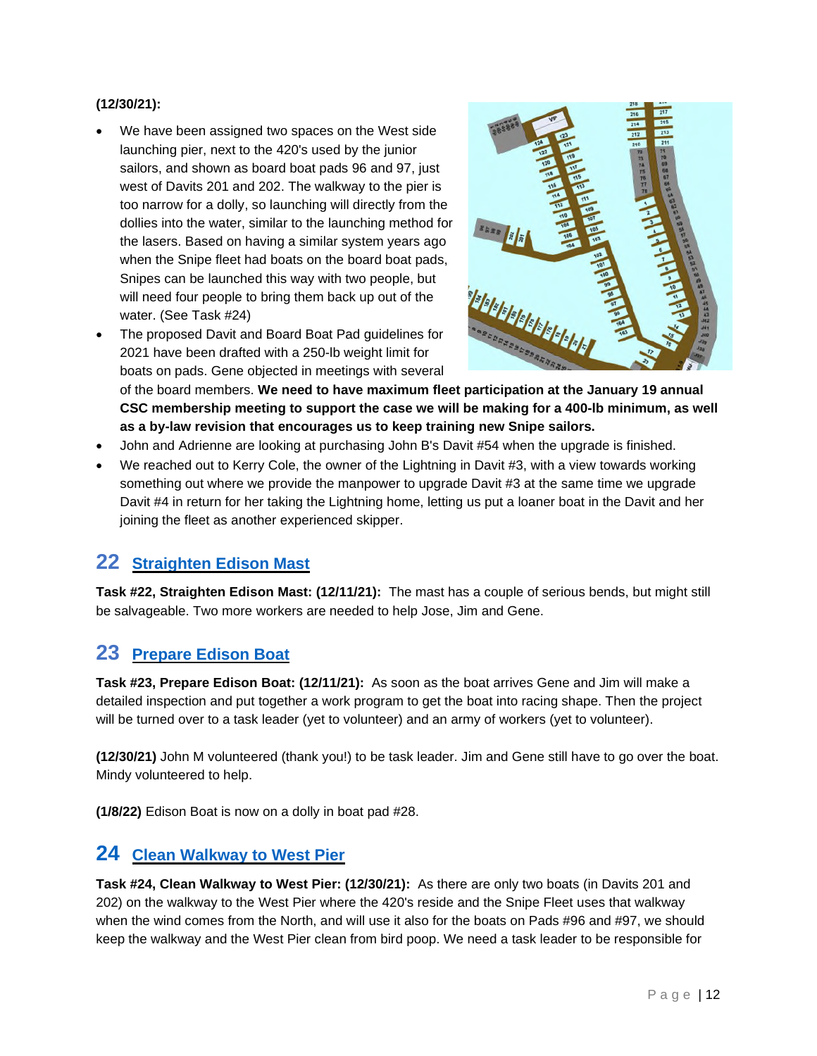**(12/30/21):**

- We have been assigned two spaces on the West side launching pier, next to the 420's used by the junior sailors, and shown as board boat pads 96 and 97, just west of Davits 201 and 202. The walkway to the pier is too narrow for a dolly, so launching will directly from the dollies into the water, similar to the launching method for the lasers. Based on having a similar system years ago when the Snipe fleet had boats on the board boat pads, Snipes can be launched this way with two people, but will need four people to bring them back up out of the water. (See Task #24)
- The proposed Davit and Board Boat Pad guidelines for 2021 have been drafted with a 250-lb weight limit for boats on pads. Gene objected in meetings with several of the board members. **We need to have maximum fleet participation at the January 19 annual CSC membership meeting to support the case we will be making for a 400-lb minimum, as well as a by-law revision that encourages us to keep training new Snipe sailors.**
- John and Adrienne are looking at purchasing John B's Davit #54 when the upgrade is finished.
- We reached out to Kerry Cole, the owner of the Lightning in Davit #3, with a view towards working something out where we provide the manpower to upgrade Davit #3 at the same time we upgrade Davit #4 in return for her taking the Lightning home, letting us put a loaner boat in the Davit and her joining the fleet as another experienced skipper.

## 22 Straighten Edison Mast

**Task #22, Straighten Edison Mast: (12/11/21):** The mast has a couple of serious bends, but might still be salvageable. Two more workers are needed to help Jose, Jim and Gene.

## 23 Prepare Edison Boat

**Task #23, Prepare Edison Boat: (12/11/21):** As soon as the boat arrives Gene and Jim will make a detailed inspection and put together a work program to get the boat into racing shape. Then the project will be turned over to a task leader (yet to volunteer) and an army of workers (yet to volunteer).

**(12/30/21)** John M volunteered (thank you!) to be task leader. Jim and Gene still have to go over the boat. Mindy volunteered to help.

**(1/8/22)** Edison Boat is now on a dolly in boat pad #28.

## 24 Clean Walkway to West Pier

**Task #24, Clean Walkway to West Pier: (12/30/21):** As there are only two boats (in Davits 201 and 202) on the walkway to the West Pier where the 420's reside and the Snipe Fleet uses that walkway when the wind comes from the North, and will use it also for the boats on Pads #96 and #97, we should keep the walkway and the West Pier clean from bird poop. We need a task leader to be responsible for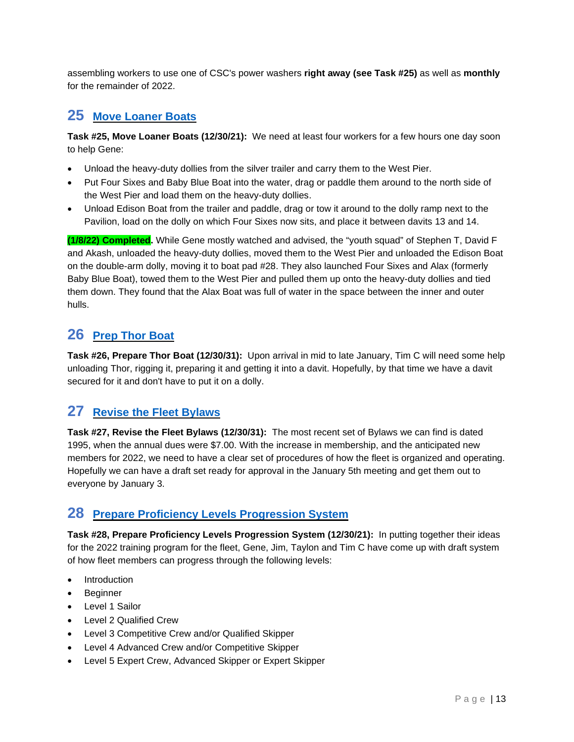assembling workers to use one of CSC's power washers **right away (see Task #25)** as well as **monthly** for the remainder of 2022.

## 25 Move Loaner Boats

**Task #25, Move Loaner Boats (12/30/21):** We need at least four workers for a few hours one day soon to help Gene:

- Unload the heavy-duty dollies from the silver trailer and carry them to the West Pier.
- Put Four Sixes and Baby Blue Boat into the water, drag or paddle them around to the north side of the West Pier and load them on the heavy-duty dollies.
- Unload Edison Boat from the trailer and paddle, drag or tow it around to the dolly ramp next to the Pavilion, load on the dolly on which Four Sixes now sits, and place it between davits 13 and 14.

**(1/8/22) Completed.** While Gene mostly watched and advised, the "youth squad" of Stephen T, David F and Akash, unloaded the heavy-duty dollies, moved them to the West Pier and unloaded the Edison Boat on the double-arm dolly, moving it to boat pad #28. They also launched Four Sixes and Alax (formerly Baby Blue Boat), towed them to the West Pier and pulled them up onto the heavy-duty dollies and tied them down. They found that the Alax Boat was full of water in the space between the inner and outer hulls.

## 26 Prep Thor Boat

**Task #26, Prepare Thor Boat (12/30/31):** Upon arrival in mid to late January, Tim C will need some help unloading Thor, rigging it, preparing it and getting it into a davit. Hopefully, by that time we have a davit secured for it and don't have to put it on a dolly.

## 27 Revise the Fleet Bylaws

**Task #27, Revise the Fleet Bylaws (12/30/31):** The most recent set of Bylaws we can find is dated 1995, when the annual dues were $7.00. With the increase in membership, and the anticipated new members for 2022, we need to have a clear set of procedures of how the fleet is organized and operating. Hopefully we can have a draft set ready for approval in the January 5th meeting and get them out to everyone by January 3.

## 28 Prepare Proficiency Levels Progression System

**Task #28, Prepare Proficiency Levels Progression System (12/30/21):** In putting together their ideas for the 2022 training program for the fleet, Gene, Jim, Taylon and Tim C have come up with draft system of how fleet members can progress through the following levels:

- Introduction
- Beginner
- Level 1 Sailor
- Level 2 Qualified Crew
- Level 3 Competitive Crew and/or Qualified Skipper
- Level 4 Advanced Crew and/or Competitive Skipper
- Level 5 Expert Crew, Advanced Skipper or Expert Skipper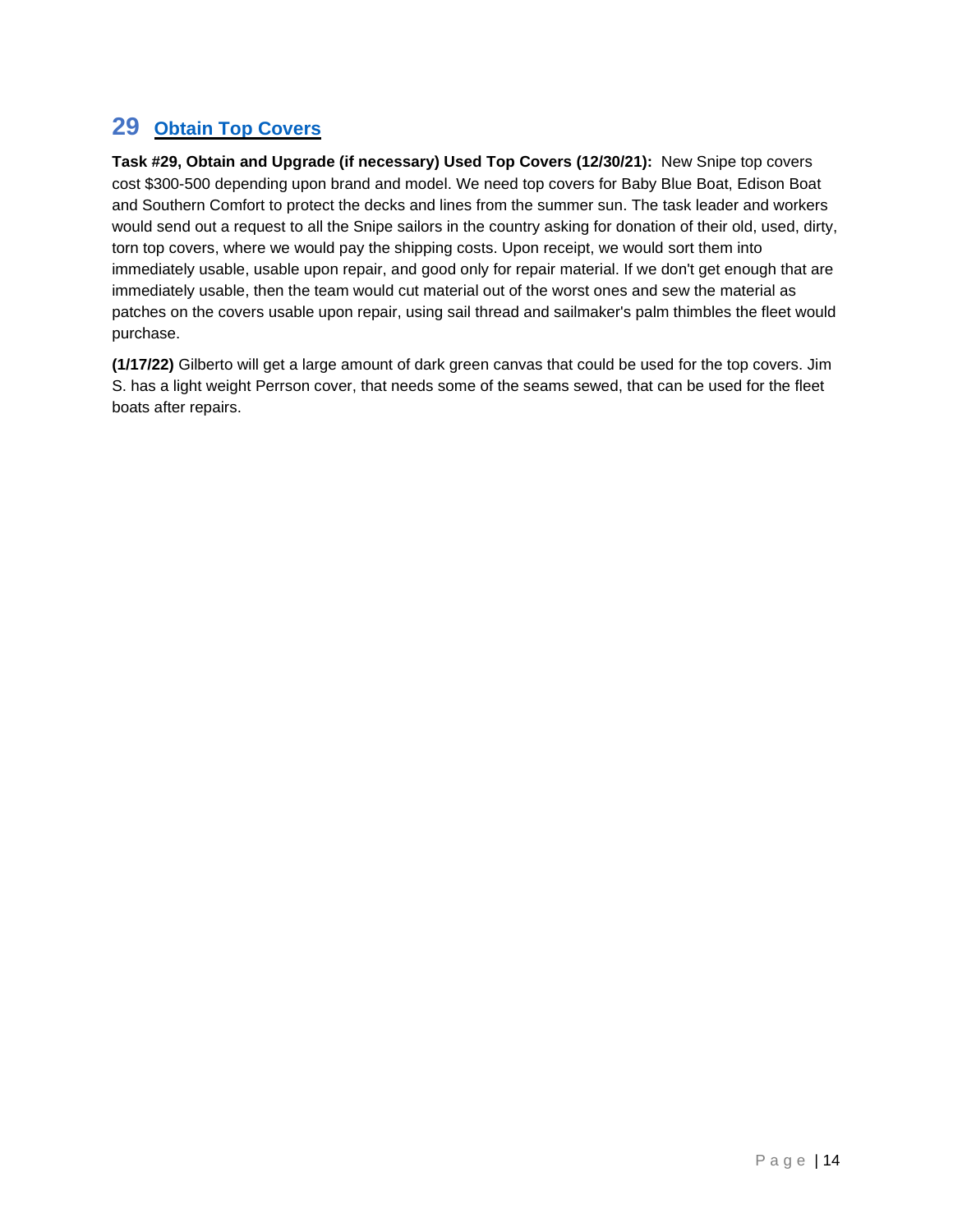## 29 Obtain Top Covers

**Task #29, Obtain and Upgrade (if necessary) Used Top Covers (12/30/21):** New Snipe top covers cost $300-500 depending upon brand and model. We need top covers for Baby Blue Boat, Edison Boat and Southern Comfort to protect the decks and lines from the summer sun. The task leader and workers would send out a request to all the Snipe sailors in the country asking for donation of their old, used, dirty, torn top covers, where we would pay the shipping costs. Upon receipt, we would sort them into immediately usable, usable upon repair, and good only for repair material. If we don't get enough that are immediately usable, then the team would cut material out of the worst ones and sew the material as patches on the covers usable upon repair, using sail thread and sailmaker's palm thimbles the fleet would purchase.

**(1/17/22)** Gilberto will get a large amount of dark green canvas that could be used for the top covers. Jim S. has a light weight Perrson cover, that needs some of the seams sewed, that can be used for the fleet boats after repairs.